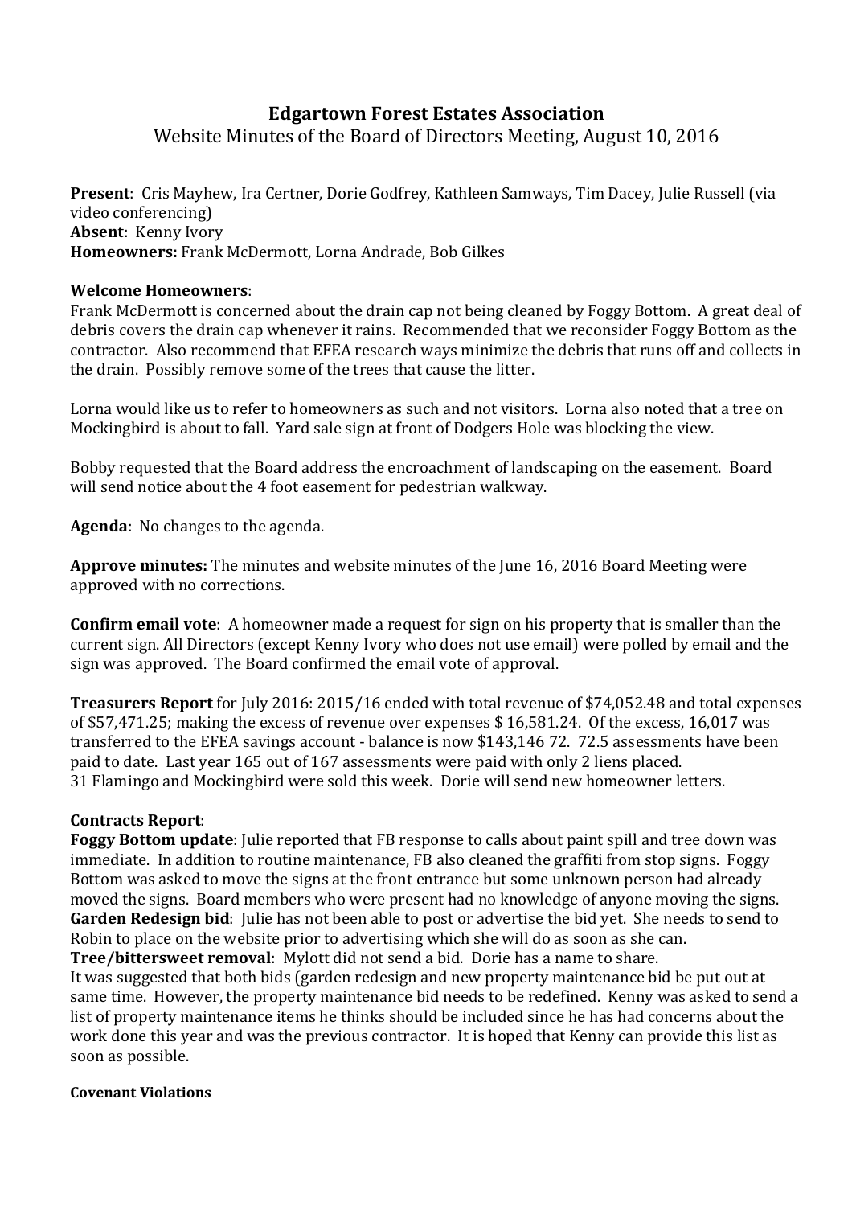# Edgartown Forest Estates Association

Website Minutes of the Board of Directors Meeting, August 10, 2016

**Present**: Cris Mayhew, Ira Certner, Dorie Godfrey, Kathleen Samways, Tim Dacey, Julie Russell (via video conferencing)
**Absent**: Kenny Ivory
**Homeowners:** Frank McDermott, Lorna Andrade, Bob Gilkes

**Welcome Homeowners**:
Frank McDermott is concerned about the drain cap not being cleaned by Foggy Bottom. A great deal of debris covers the drain cap whenever it rains. Recommended that we reconsider Foggy Bottom as the contractor. Also recommend that EFEA research ways minimize the debris that runs off and collects in the drain. Possibly remove some of the trees that cause the litter.

Lorna would like us to refer to homeowners as such and not visitors. Lorna also noted that a tree on Mockingbird is about to fall. Yard sale sign at front of Dodgers Hole was blocking the view.

Bobby requested that the Board address the encroachment of landscaping on the easement. Board will send notice about the 4 foot easement for pedestrian walkway.

**Agenda**: No changes to the agenda.

**Approve minutes:** The minutes and website minutes of the June 16, 2016 Board Meeting were approved with no corrections.

**Confirm email vote**: A homeowner made a request for sign on his property that is smaller than the current sign. All Directors (except Kenny Ivory who does not use email) were polled by email and the sign was approved. The Board confirmed the email vote of approval.

**Treasurers Report** for July 2016: 2015/16 ended with total revenue of $74,052.48 and total expenses of $57,471.25; making the excess of revenue over expenses $ 16,581.24. Of the excess, 16,017 was transferred to the EFEA savings account - balance is now $143,146 72. 72.5 assessments have been paid to date. Last year 165 out of 167 assessments were paid with only 2 liens placed.
31 Flamingo and Mockingbird were sold this week. Dorie will send new homeowner letters.

**Contracts Report**:
**Foggy Bottom update**: Julie reported that FB response to calls about paint spill and tree down was immediate. In addition to routine maintenance, FB also cleaned the graffiti from stop signs. Foggy Bottom was asked to move the signs at the front entrance but some unknown person had already moved the signs. Board members who were present had no knowledge of anyone moving the signs.
**Garden Redesign bid**: Julie has not been able to post or advertise the bid yet. She needs to send to Robin to place on the website prior to advertising which she will do as soon as she can.
**Tree/bittersweet removal**: Mylott did not send a bid. Dorie has a name to share.
It was suggested that both bids (garden redesign and new property maintenance bid be put out at same time. However, the property maintenance bid needs to be redefined. Kenny was asked to send a list of property maintenance items he thinks should be included since he has had concerns about the work done this year and was the previous contractor. It is hoped that Kenny can provide this list as soon as possible.

**Covenant Violations**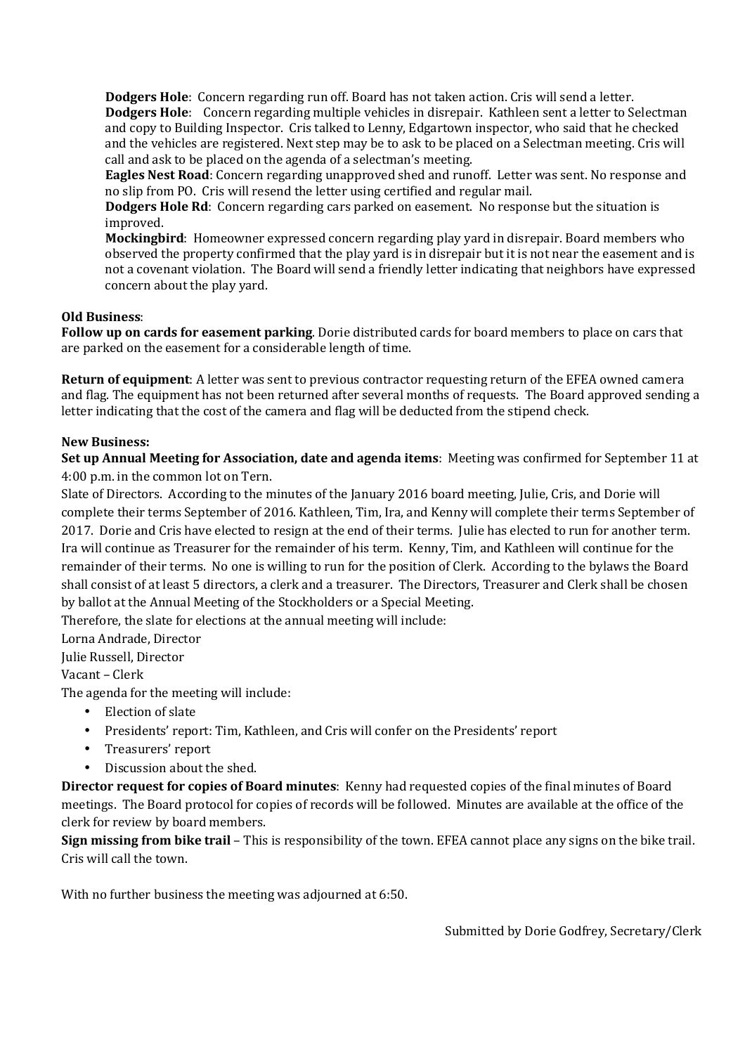**Dodgers Hole**: Concern regarding run off. Board has not taken action. Cris will send a letter.
**Dodgers Hole**: Concern regarding multiple vehicles in disrepair. Kathleen sent a letter to Selectman and copy to Building Inspector. Cris talked to Lenny, Edgartown inspector, who said that he checked and the vehicles are registered. Next step may be to ask to be placed on a Selectman meeting. Cris will call and ask to be placed on the agenda of a selectman's meeting.
**Eagles Nest Road**: Concern regarding unapproved shed and runoff. Letter was sent. No response and no slip from PO. Cris will resend the letter using certified and regular mail.
**Dodgers Hole Rd**: Concern regarding cars parked on easement. No response but the situation is improved.
**Mockingbird**: Homeowner expressed concern regarding play yard in disrepair. Board members who observed the property confirmed that the play yard is in disrepair but it is not near the easement and is not a covenant violation. The Board will send a friendly letter indicating that neighbors have expressed concern about the play yard.

**Old Business**:
**Follow up on cards for easement parking**. Dorie distributed cards for board members to place on cars that are parked on the easement for a considerable length of time.

**Return of equipment**: A letter was sent to previous contractor requesting return of the EFEA owned camera and flag. The equipment has not been returned after several months of requests. The Board approved sending a letter indicating that the cost of the camera and flag will be deducted from the stipend check.

**New Business:**
**Set up Annual Meeting for Association, date and agenda items**: Meeting was confirmed for September 11 at 4:00 p.m. in the common lot on Tern.
Slate of Directors. According to the minutes of the January 2016 board meeting, Julie, Cris, and Dorie will complete their terms September of 2016. Kathleen, Tim, Ira, and Kenny will complete their terms September of 2017. Dorie and Cris have elected to resign at the end of their terms. Julie has elected to run for another term. Ira will continue as Treasurer for the remainder of his term. Kenny, Tim, and Kathleen will continue for the remainder of their terms. No one is willing to run for the position of Clerk. According to the bylaws the Board shall consist of at least 5 directors, a clerk and a treasurer. The Directors, Treasurer and Clerk shall be chosen by ballot at the Annual Meeting of the Stockholders or a Special Meeting.
Therefore, the slate for elections at the annual meeting will include:
Lorna Andrade, Director
Julie Russell, Director
Vacant – Clerk
The agenda for the meeting will include:

- Election of slate
- Presidents' report: Tim, Kathleen, and Cris will confer on the Presidents' report
- Treasurers' report
- Discussion about the shed.

**Director request for copies of Board minutes**: Kenny had requested copies of the final minutes of Board meetings. The Board protocol for copies of records will be followed. Minutes are available at the office of the clerk for review by board members.
**Sign missing from bike trail** – This is responsibility of the town. EFEA cannot place any signs on the bike trail. Cris will call the town.

With no further business the meeting was adjourned at 6:50.

Submitted by Dorie Godfrey, Secretary/Clerk